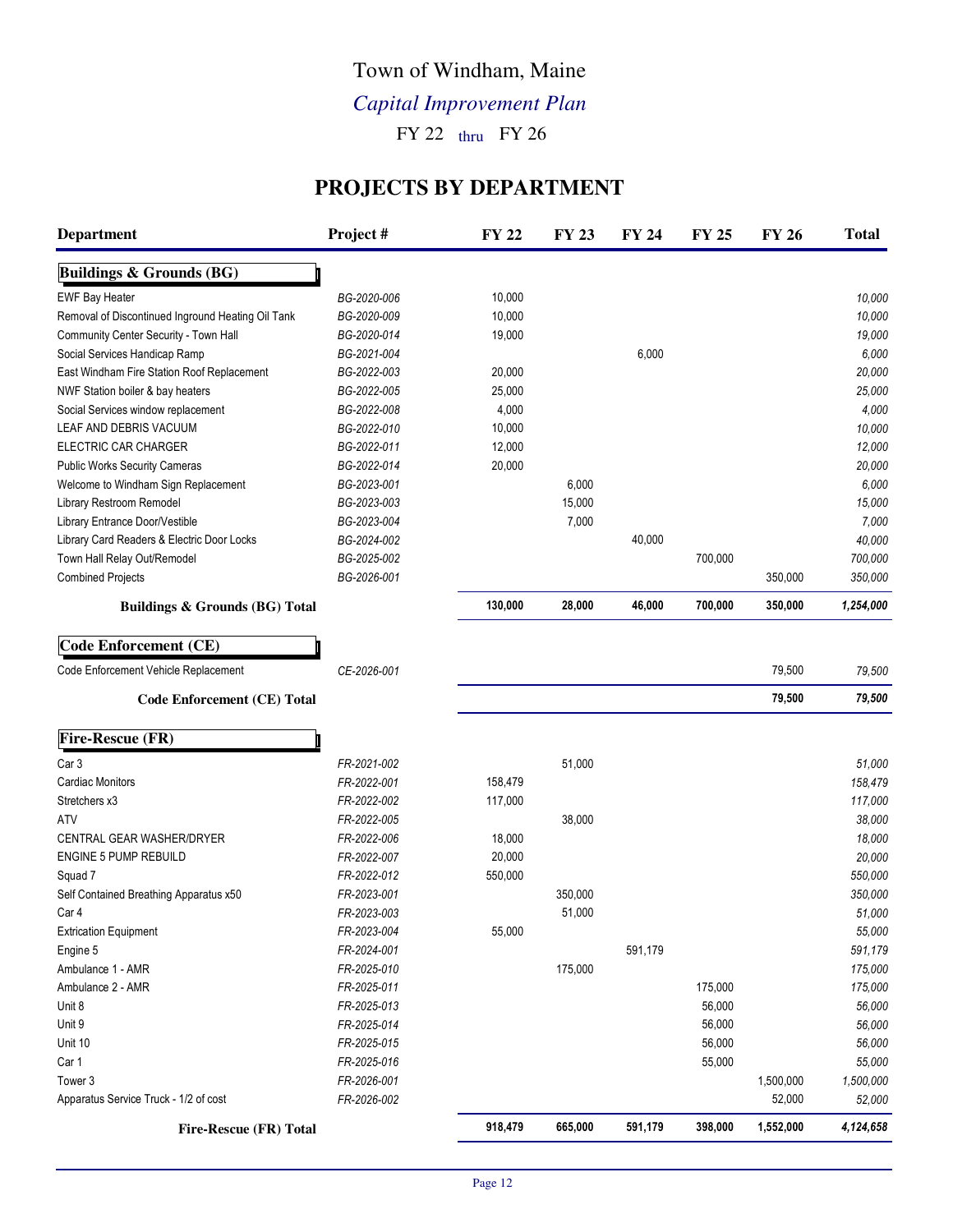# Town of Windham, Maine

## *Capital Improvement Plan*

FY 22 thru FY 26

## PROJECTS BY DEPARTMENT

| Department | Project # | FY 22 | FY 23 | FY 24 | FY 25 | FY 26 | Total |
|---|---|---|---|---|---|---|---|
| **Buildings & Grounds (BG)** | | | | | | | |
| EWF Bay Heater | BG-2020-006 | 10,000 | | | | | 10,000 |
| Removal of Discontinued Inground Heating Oil Tank | BG-2020-009 | 10,000 | | | | | 10,000 |
| Community Center Security - Town Hall | BG-2020-014 | 19,000 | | | | | 19,000 |
| Social Services Handicap Ramp | BG-2021-004 | | | 6,000 | | | 6,000 |
| East Windham Fire Station Roof Replacement | BG-2022-003 | 20,000 | | | | | 20,000 |
| NWF Station boiler & bay heaters | BG-2022-005 | 25,000 | | | | | 25,000 |
| Social Services window replacement | BG-2022-008 | 4,000 | | | | | 4,000 |
| LEAF AND DEBRIS VACUUM | BG-2022-010 | 10,000 | | | | | 10,000 |
| ELECTRIC CAR CHARGER | BG-2022-011 | 12,000 | | | | | 12,000 |
| Public Works Security Cameras | BG-2022-014 | 20,000 | | | | | 20,000 |
| Welcome to Windham Sign Replacement | BG-2023-001 | | 6,000 | | | | 6,000 |
| Library Restroom Remodel | BG-2023-003 | | 15,000 | | | | 15,000 |
| Library Entrance Door/Vestible | BG-2023-004 | | 7,000 | | | | 7,000 |
| Library Card Readers & Electric Door Locks | BG-2024-002 | | | 40,000 | | | 40,000 |
| Town Hall Relay Out/Remodel | BG-2025-002 | | | | 700,000 | | 700,000 |
| Combined Projects | BG-2026-001 | | | | | 350,000 | 350,000 |
| **Buildings & Grounds (BG) Total** | | **130,000** | **28,000** | **46,000** | **700,000** | **350,000** | ***1,254,000*** |
| **Code Enforcement (CE)** | | | | | | | |
| Code Enforcement Vehicle Replacement | CE-2026-001 | | | | | 79,500 | 79,500 |
| **Code Enforcement (CE) Total** | | | | | | **79,500** | ***79,500*** |
| **Fire-Rescue (FR)** | | | | | | | |
| Car 3 | FR-2021-002 | | 51,000 | | | | 51,000 |
| Cardiac Monitors | FR-2022-001 | 158,479 | | | | | 158,479 |
| Stretchers x3 | FR-2022-002 | 117,000 | | | | | 117,000 |
| ATV | FR-2022-005 | | 38,000 | | | | 38,000 |
| CENTRAL GEAR WASHER/DRYER | FR-2022-006 | 18,000 | | | | | 18,000 |
| ENGINE 5 PUMP REBUILD | FR-2022-007 | 20,000 | | | | | 20,000 |
| Squad 7 | FR-2022-012 | 550,000 | | | | | 550,000 |
| Self Contained Breathing Apparatus x50 | FR-2023-001 | | 350,000 | | | | 350,000 |
| Car 4 | FR-2023-003 | | 51,000 | | | | 51,000 |
| Extrication Equipment | FR-2023-004 | 55,000 | | | | | 55,000 |
| Engine 5 | FR-2024-001 | | | 591,179 | | | 591,179 |
| Ambulance 1 - AMR | FR-2025-010 | | 175,000 | | | | 175,000 |
| Ambulance 2 - AMR | FR-2025-011 | | | | 175,000 | | 175,000 |
| Unit 8 | FR-2025-013 | | | | 56,000 | | 56,000 |
| Unit 9 | FR-2025-014 | | | | 56,000 | | 56,000 |
| Unit 10 | FR-2025-015 | | | | 56,000 | | 56,000 |
| Car 1 | FR-2025-016 | | | | 55,000 | | 55,000 |
| Tower 3 | FR-2026-001 | | | | | 1,500,000 | 1,500,000 |
| Apparatus Service Truck - 1/2 of cost | FR-2026-002 | | | | | 52,000 | 52,000 |
| **Fire-Rescue (FR) Total** | | **918,479** | **665,000** | **591,179** | **398,000** | **1,552,000** | ***4,124,658*** |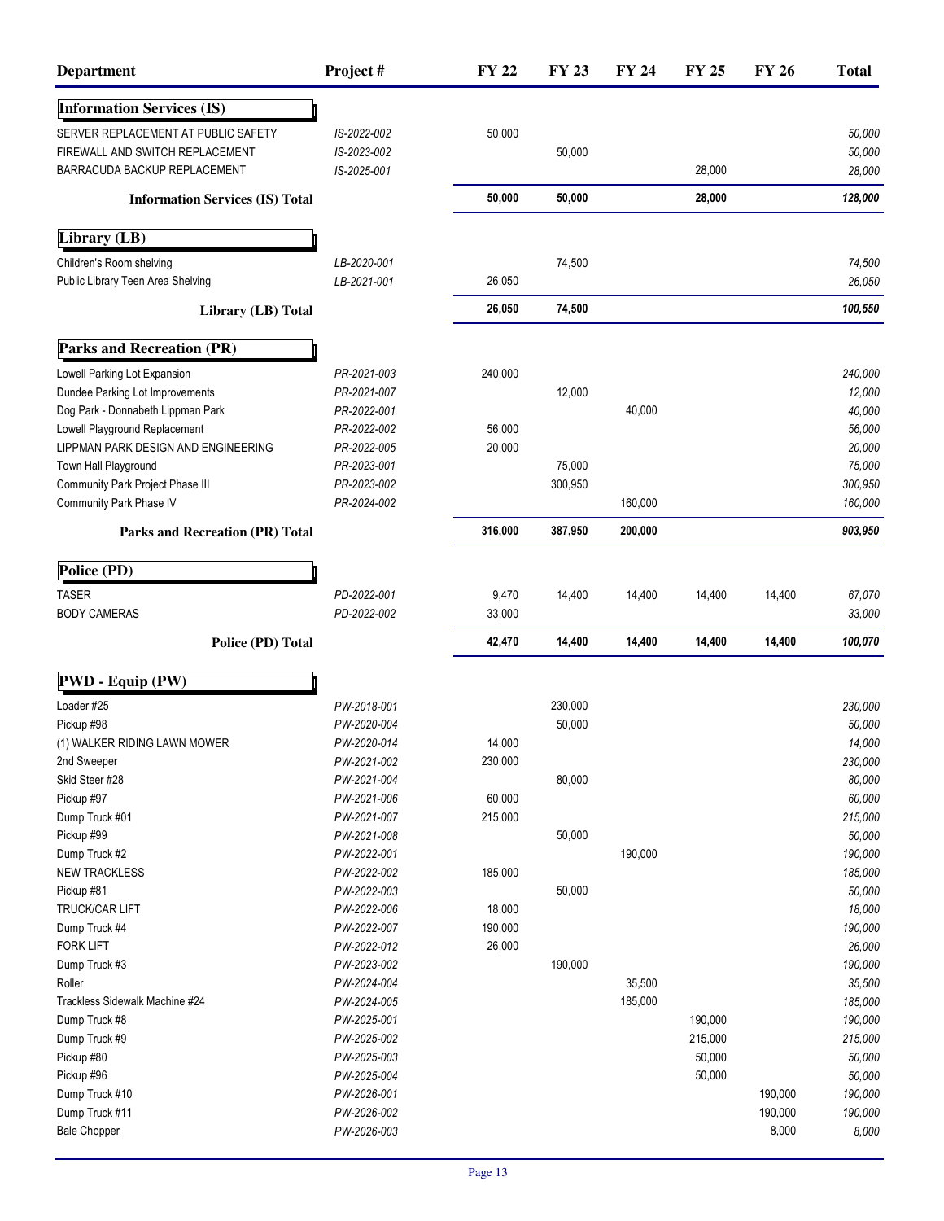| Department | Project # | FY 22 | FY 23 | FY 24 | FY 25 | FY 26 | Total |
|---|---|---|---|---|---|---|---|
| **Information Services (IS)** | | | | | | | |
| SERVER REPLACEMENT AT PUBLIC SAFETY | IS-2022-002 | 50,000 | | | | | *50,000* |
| FIREWALL AND SWITCH REPLACEMENT | IS-2023-002 | | 50,000 | | | | *50,000* |
| BARRACUDA BACKUP REPLACEMENT | IS-2025-001 | | | | 28,000 | | *28,000* |
| **Information Services (IS) Total** | | **50,000** | **50,000** | | **28,000** | | ***128,000*** |
| **Library (LB)** | | | | | | | |
| Children's Room shelving | LB-2020-001 | | 74,500 | | | | *74,500* |
| Public Library Teen Area Shelving | LB-2021-001 | 26,050 | | | | | *26,050* |
| **Library (LB) Total** | | **26,050** | **74,500** | | | | ***100,550*** |
| **Parks and Recreation (PR)** | | | | | | | |
| Lowell Parking Lot Expansion | PR-2021-003 | 240,000 | | | | | *240,000* |
| Dundee Parking Lot Improvements | PR-2021-007 | | 12,000 | | | | *12,000* |
| Dog Park - Donnabeth Lippman Park | PR-2022-001 | | | 40,000 | | | *40,000* |
| Lowell Playground Replacement | PR-2022-002 | 56,000 | | | | | *56,000* |
| LIPPMAN PARK DESIGN AND ENGINEERING | PR-2022-005 | 20,000 | | | | | *20,000* |
| Town Hall Playground | PR-2023-001 | | 75,000 | | | | *75,000* |
| Community Park Project Phase III | PR-2023-002 | | 300,950 | | | | *300,950* |
| Community Park Phase IV | PR-2024-002 | | | 160,000 | | | *160,000* |
| **Parks and Recreation (PR) Total** | | **316,000** | **387,950** | **200,000** | | | ***903,950*** |
| **Police (PD)** | | | | | | | |
| TASER | PD-2022-001 | 9,470 | 14,400 | 14,400 | 14,400 | 14,400 | *67,070* |
| BODY CAMERAS | PD-2022-002 | 33,000 | | | | | *33,000* |
| **Police (PD) Total** | | **42,470** | **14,400** | **14,400** | **14,400** | **14,400** | ***100,070*** |
| **PWD - Equip (PW)** | | | | | | | |
| Loader #25 | PW-2018-001 | | 230,000 | | | | *230,000* |
| Pickup #98 | PW-2020-004 | | 50,000 | | | | *50,000* |
| (1) WALKER RIDING LAWN MOWER | PW-2020-014 | 14,000 | | | | | *14,000* |
| 2nd Sweeper | PW-2021-002 | 230,000 | | | | | *230,000* |
| Skid Steer #28 | PW-2021-004 | | 80,000 | | | | *80,000* |
| Pickup #97 | PW-2021-006 | 60,000 | | | | | *60,000* |
| Dump Truck #01 | PW-2021-007 | 215,000 | | | | | *215,000* |
| Pickup #99 | PW-2021-008 | | 50,000 | | | | *50,000* |
| Dump Truck #2 | PW-2022-001 | | | 190,000 | | | *190,000* |
| NEW TRACKLESS | PW-2022-002 | 185,000 | | | | | *185,000* |
| Pickup #81 | PW-2022-003 | | 50,000 | | | | *50,000* |
| TRUCK/CAR LIFT | PW-2022-006 | 18,000 | | | | | *18,000* |
| Dump Truck #4 | PW-2022-007 | 190,000 | | | | | *190,000* |
| FORK LIFT | PW-2022-012 | 26,000 | | | | | *26,000* |
| Dump Truck #3 | PW-2023-002 | | 190,000 | | | | *190,000* |
| Roller | PW-2024-004 | | | 35,500 | | | *35,500* |
| Trackless Sidewalk Machine #24 | PW-2024-005 | | | 185,000 | | | *185,000* |
| Dump Truck #8 | PW-2025-001 | | | | 190,000 | | *190,000* |
| Dump Truck #9 | PW-2025-002 | | | | 215,000 | | *215,000* |
| Pickup #80 | PW-2025-003 | | | | 50,000 | | *50,000* |
| Pickup #96 | PW-2025-004 | | | | 50,000 | | *50,000* |
| Dump Truck #10 | PW-2026-001 | | | | | 190,000 | *190,000* |
| Dump Truck #11 | PW-2026-002 | | | | | 190,000 | *190,000* |
| Bale Chopper | PW-2026-003 | | | | | 8,000 | *8,000* |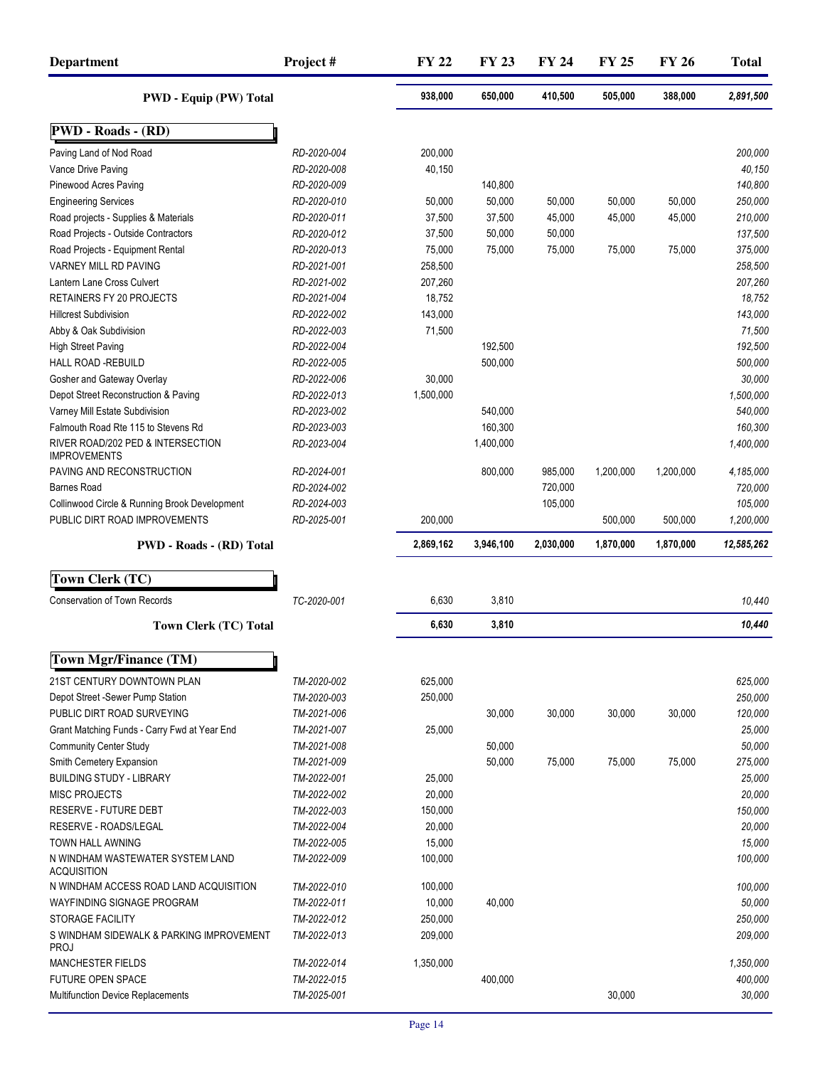| Department | Project # | FY 22 | FY 23 | FY 24 | FY 25 | FY 26 | Total |
|---|---|---|---|---|---|---|---|
| **PWD - Equip (PW) Total** | | **938,000** | **650,000** | **410,500** | **505,000** | **388,000** | ***2,891,500*** |
| **PWD - Roads - (RD)** | | | | | | | |
| Paving Land of Nod Road | RD-2020-004 | 200,000 | | | | | 200,000 |
| Vance Drive Paving | RD-2020-008 | 40,150 | | | | | 40,150 |
| Pinewood Acres Paving | RD-2020-009 | | 140,800 | | | | 140,800 |
| Engineering Services | RD-2020-010 | 50,000 | 50,000 | 50,000 | 50,000 | 50,000 | 250,000 |
| Road projects - Supplies & Materials | RD-2020-011 | 37,500 | 37,500 | 45,000 | 45,000 | 45,000 | 210,000 |
| Road Projects - Outside Contractors | RD-2020-012 | 37,500 | 50,000 | 50,000 | | | 137,500 |
| Road Projects - Equipment Rental | RD-2020-013 | 75,000 | 75,000 | 75,000 | 75,000 | 75,000 | 375,000 |
| VARNEY MILL RD PAVING | RD-2021-001 | 258,500 | | | | | 258,500 |
| Lantern Lane Cross Culvert | RD-2021-002 | 207,260 | | | | | 207,260 |
| RETAINERS FY 20 PROJECTS | RD-2021-004 | 18,752 | | | | | 18,752 |
| Hillcrest Subdivision | RD-2022-002 | 143,000 | | | | | 143,000 |
| Abby & Oak Subdivision | RD-2022-003 | 71,500 | | | | | 71,500 |
| High Street Paving | RD-2022-004 | | 192,500 | | | | 192,500 |
| HALL ROAD -REBUILD | RD-2022-005 | | 500,000 | | | | 500,000 |
| Gosher and Gateway Overlay | RD-2022-006 | 30,000 | | | | | 30,000 |
| Depot Street Reconstruction & Paving | RD-2022-013 | 1,500,000 | | | | | 1,500,000 |
| Varney Mill Estate Subdivision | RD-2023-002 | | 540,000 | | | | 540,000 |
| Falmouth Road Rte 115 to Stevens Rd | RD-2023-003 | | 160,300 | | | | 160,300 |
| RIVER ROAD/202 PED & INTERSECTION IMPROVEMENTS | RD-2023-004 | | 1,400,000 | | | | 1,400,000 |
| PAVING AND RECONSTRUCTION | RD-2024-001 | | 800,000 | 985,000 | 1,200,000 | 1,200,000 | 4,185,000 |
| Barnes Road | RD-2024-002 | | | 720,000 | | | 720,000 |
| Collinwood Circle & Running Brook Development | RD-2024-003 | | | 105,000 | | | 105,000 |
| PUBLIC DIRT ROAD IMPROVEMENTS | RD-2025-001 | 200,000 | | | 500,000 | 500,000 | 1,200,000 |
| **PWD - Roads - (RD) Total** | | **2,869,162** | **3,946,100** | **2,030,000** | **1,870,000** | **1,870,000** | ***12,585,262*** |
| **Town Clerk (TC)** | | | | | | | |
| Conservation of Town Records | TC-2020-001 | 6,630 | 3,810 | | | | 10,440 |
| **Town Clerk (TC) Total** | | **6,630** | **3,810** | | | | ***10,440*** |
| **Town Mgr/Finance (TM)** | | | | | | | |
| 21ST CENTURY DOWNTOWN PLAN | TM-2020-002 | 625,000 | | | | | 625,000 |
| Depot Street -Sewer Pump Station | TM-2020-003 | 250,000 | | | | | 250,000 |
| PUBLIC DIRT ROAD SURVEYING | TM-2021-006 | | 30,000 | 30,000 | 30,000 | 30,000 | 120,000 |
| Grant Matching Funds - Carry Fwd at Year End | TM-2021-007 | 25,000 | | | | | 25,000 |
| Community Center Study | TM-2021-008 | | 50,000 | | | | 50,000 |
| Smith Cemetery Expansion | TM-2021-009 | | 50,000 | 75,000 | 75,000 | 75,000 | 275,000 |
| BUILDING STUDY - LIBRARY | TM-2022-001 | 25,000 | | | | | 25,000 |
| MISC PROJECTS | TM-2022-002 | 20,000 | | | | | 20,000 |
| RESERVE - FUTURE DEBT | TM-2022-003 | 150,000 | | | | | 150,000 |
| RESERVE - ROADS/LEGAL | TM-2022-004 | 20,000 | | | | | 20,000 |
| TOWN HALL AWNING | TM-2022-005 | 15,000 | | | | | 15,000 |
| N WINDHAM WASTEWATER SYSTEM LAND ACQUISITION | TM-2022-009 | 100,000 | | | | | 100,000 |
| N WINDHAM ACCESS ROAD LAND ACQUISITION | TM-2022-010 | 100,000 | | | | | 100,000 |
| WAYFINDING SIGNAGE PROGRAM | TM-2022-011 | 10,000 | 40,000 | | | | 50,000 |
| STORAGE FACILITY | TM-2022-012 | 250,000 | | | | | 250,000 |
| S WINDHAM SIDEWALK & PARKING IMPROVEMENT PROJ | TM-2022-013 | 209,000 | | | | | 209,000 |
| MANCHESTER FIELDS | TM-2022-014 | 1,350,000 | | | | | 1,350,000 |
| FUTURE OPEN SPACE | TM-2022-015 | | 400,000 | | | | 400,000 |
| Multifunction Device Replacements | TM-2025-001 | | | | 30,000 | | 30,000 |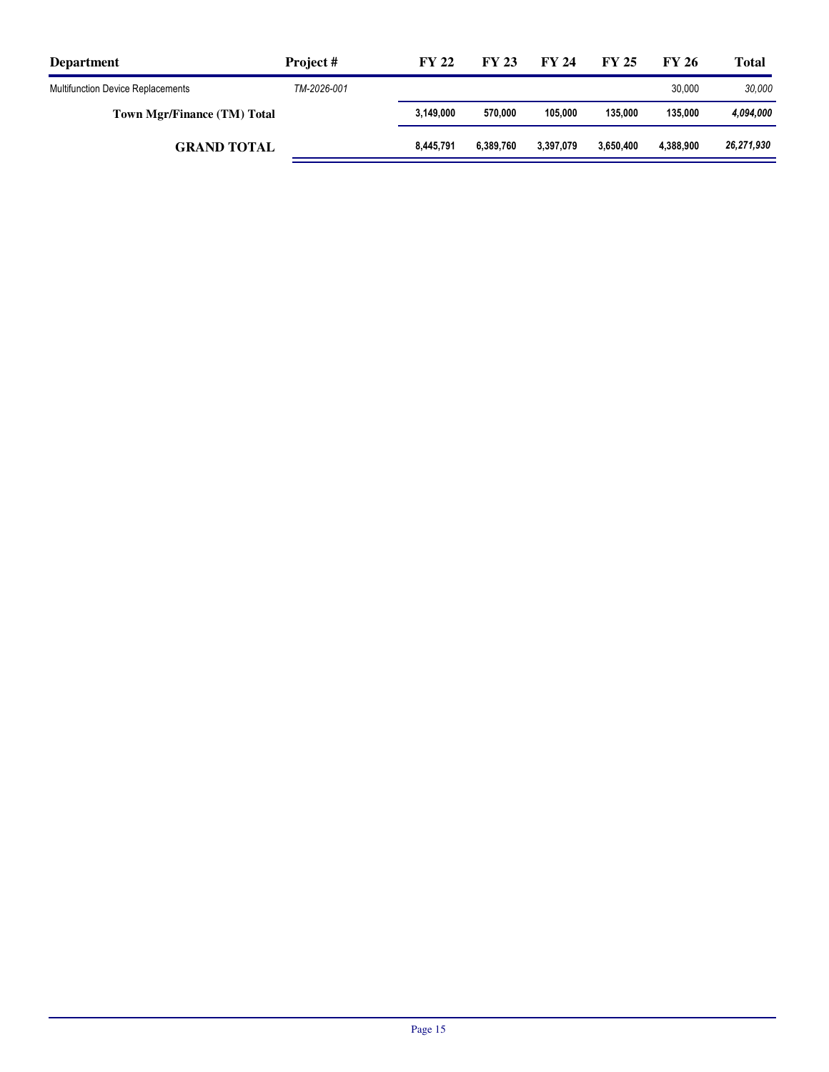| Department | Project # | FY 22 | FY 23 | FY 24 | FY 25 | FY 26 | Total |
|---|---|---|---|---|---|---|---|
| Multifunction Device Replacements | *TM-2026-001* | | | | | 30,000 | *30,000* |
| **Town Mgr/Finance (TM) Total** | | **3,149,000** | **570,000** | **105,000** | **135,000** | **135,000** | ***4,094,000*** |
| **GRAND TOTAL** | | **8,445,791** | **6,389,760** | **3,397,079** | **3,650,400** | **4,388,900** | ***26,271,930*** |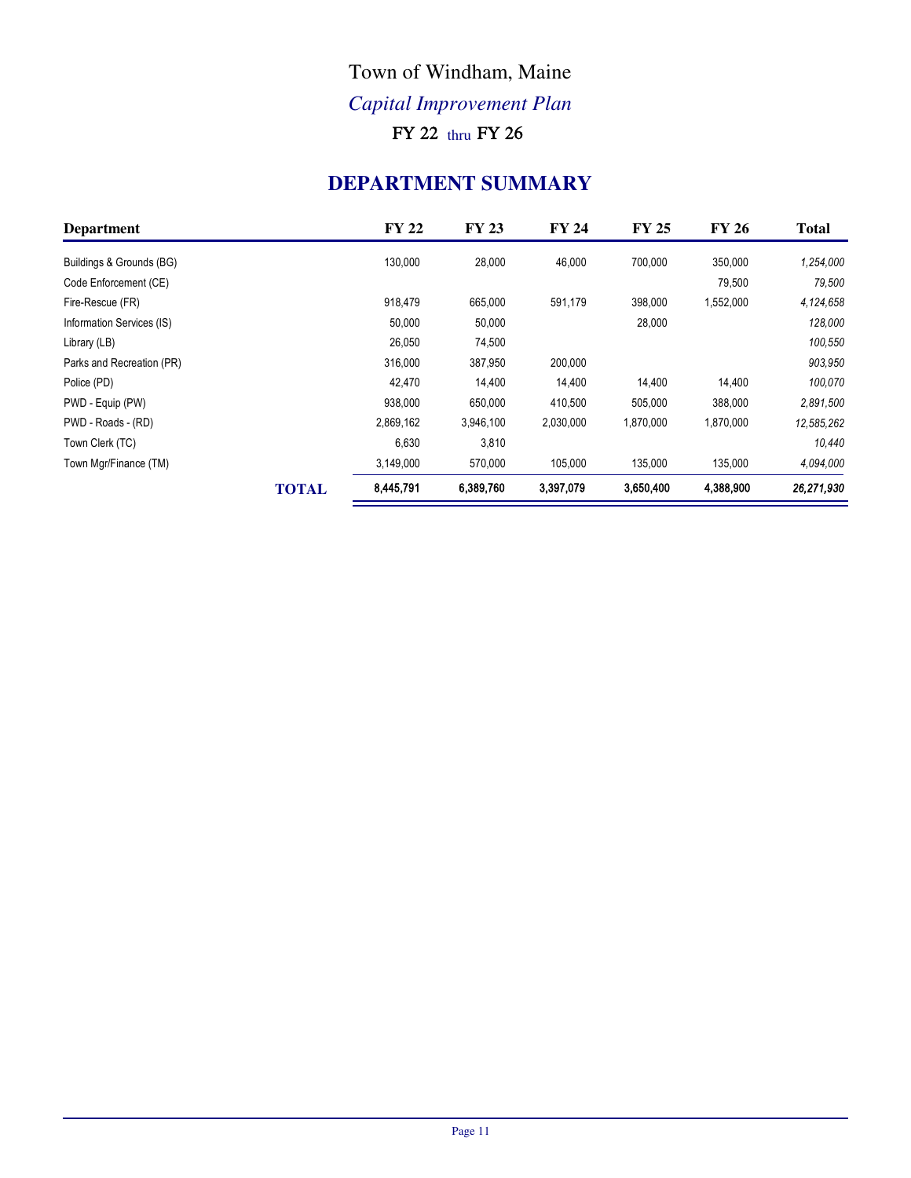# Town of Windham, Maine

## *Capital Improvement Plan*

### FY 22 thru FY 26

## DEPARTMENT SUMMARY

| Department | | FY 22 | FY 23 | FY 24 | FY 25 | FY 26 | Total |
|---|---|---|---|---|---|---|---|
| Buildings & Grounds (BG) | | 130,000 | 28,000 | 46,000 | 700,000 | 350,000 | *1,254,000* |
| Code Enforcement (CE) | | | | | | 79,500 | *79,500* |
| Fire-Rescue (FR) | | 918,479 | 665,000 | 591,179 | 398,000 | 1,552,000 | *4,124,658* |
| Information Services (IS) | | 50,000 | 50,000 | | 28,000 | | *128,000* |
| Library (LB) | | 26,050 | 74,500 | | | | *100,550* |
| Parks and Recreation (PR) | | 316,000 | 387,950 | 200,000 | | | *903,950* |
| Police (PD) | | 42,470 | 14,400 | 14,400 | 14,400 | 14,400 | *100,070* |
| PWD - Equip (PW) | | 938,000 | 650,000 | 410,500 | 505,000 | 388,000 | *2,891,500* |
| PWD - Roads - (RD) | | 2,869,162 | 3,946,100 | 2,030,000 | 1,870,000 | 1,870,000 | *12,585,262* |
| Town Clerk (TC) | | 6,630 | 3,810 | | | | *10,440* |
| Town Mgr/Finance (TM) | | 3,149,000 | 570,000 | 105,000 | 135,000 | 135,000 | *4,094,000* |
| | **TOTAL** | **8,445,791** | **6,389,760** | **3,397,079** | **3,650,400** | **4,388,900** | ***26,271,930*** |